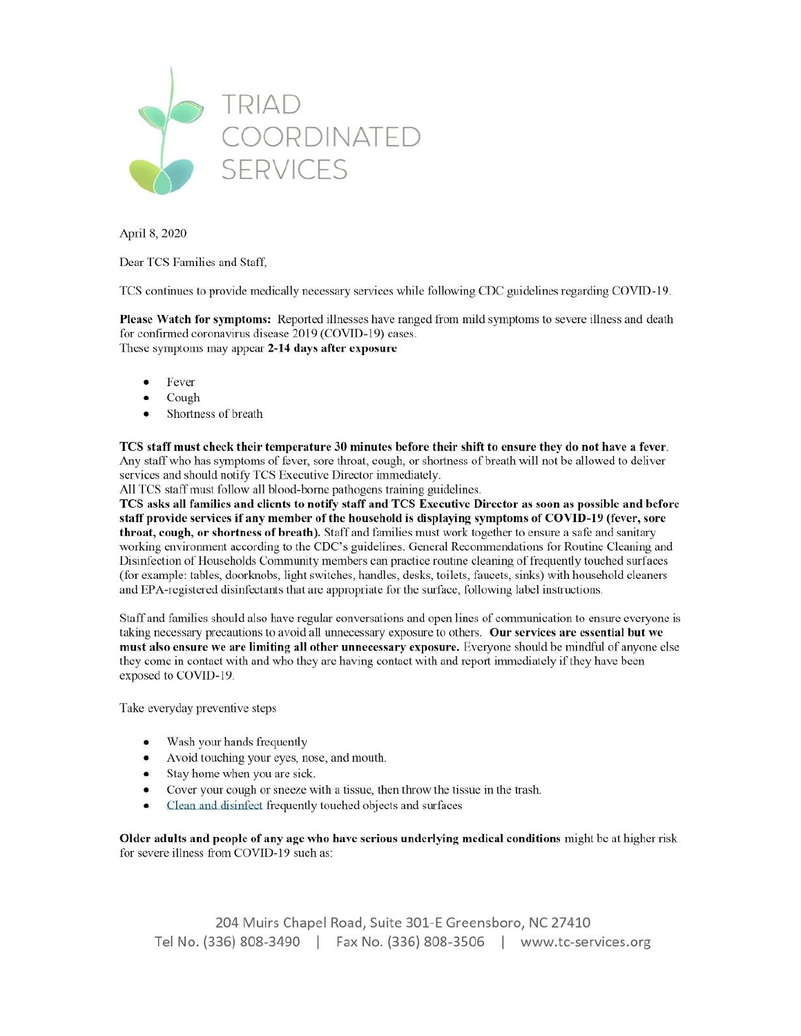# TRIAD COORDINATED SERVICES

April 8, 2020

Dear TCS Families and Staff,

TCS continues to provide medically necessary services while following CDC guidelines regarding COVID-19.

**Please Watch for symptoms:** Reported illnesses have ranged from mild symptoms to severe illness and death for confirmed coronavirus disease 2019 (COVID-19) cases.
These symptoms may appear **2-14 days after exposure**

- Fever
- Cough
- Shortness of breath

**TCS staff must check their temperature 30 minutes before their shift to ensure they do not have a fever.** Any staff who has symptoms of fever, sore throat, cough, or shortness of breath will not be allowed to deliver services and should notify TCS Executive Director immediately.
All TCS staff must follow all blood-borne pathogens training guidelines.
**TCS asks all families and clients to notify staff and TCS Executive Director as soon as possible and before staff provide services if any member of the household is displaying symptoms of COVID-19 (fever, sore throat, cough, or shortness of breath).** Staff and families must work together to ensure a safe and sanitary working environment according to the CDC's guidelines. General Recommendations for Routine Cleaning and Disinfection of Households Community members can practice routine cleaning of frequently touched surfaces (for example: tables, doorknobs, light switches, handles, desks, toilets, faucets, sinks) with household cleaners and EPA-registered disinfectants that are appropriate for the surface, following label instructions.

Staff and families should also have regular conversations and open lines of communication to ensure everyone is taking necessary precautions to avoid all unnecessary exposure to others. **Our services are essential but we must also ensure we are limiting all other unnecessary exposure.** Everyone should be mindful of anyone else they come in contact with and who they are having contact with and report immediately if they have been exposed to COVID-19.

Take everyday preventive steps

- Wash your hands frequently
- Avoid touching your eyes, nose, and mouth.
- Stay home when you are sick.
- Cover your cough or sneeze with a tissue, then throw the tissue in the trash.
- Clean and disinfect frequently touched objects and surfaces

**Older adults and people of any age who have serious underlying medical conditions** might be at higher risk for severe illness from COVID-19 such as:

204 Muirs Chapel Road, Suite 301-E Greensboro, NC 27410
Tel No. (336) 808-3490 | Fax No. (336) 808-3506 | www.tc-services.org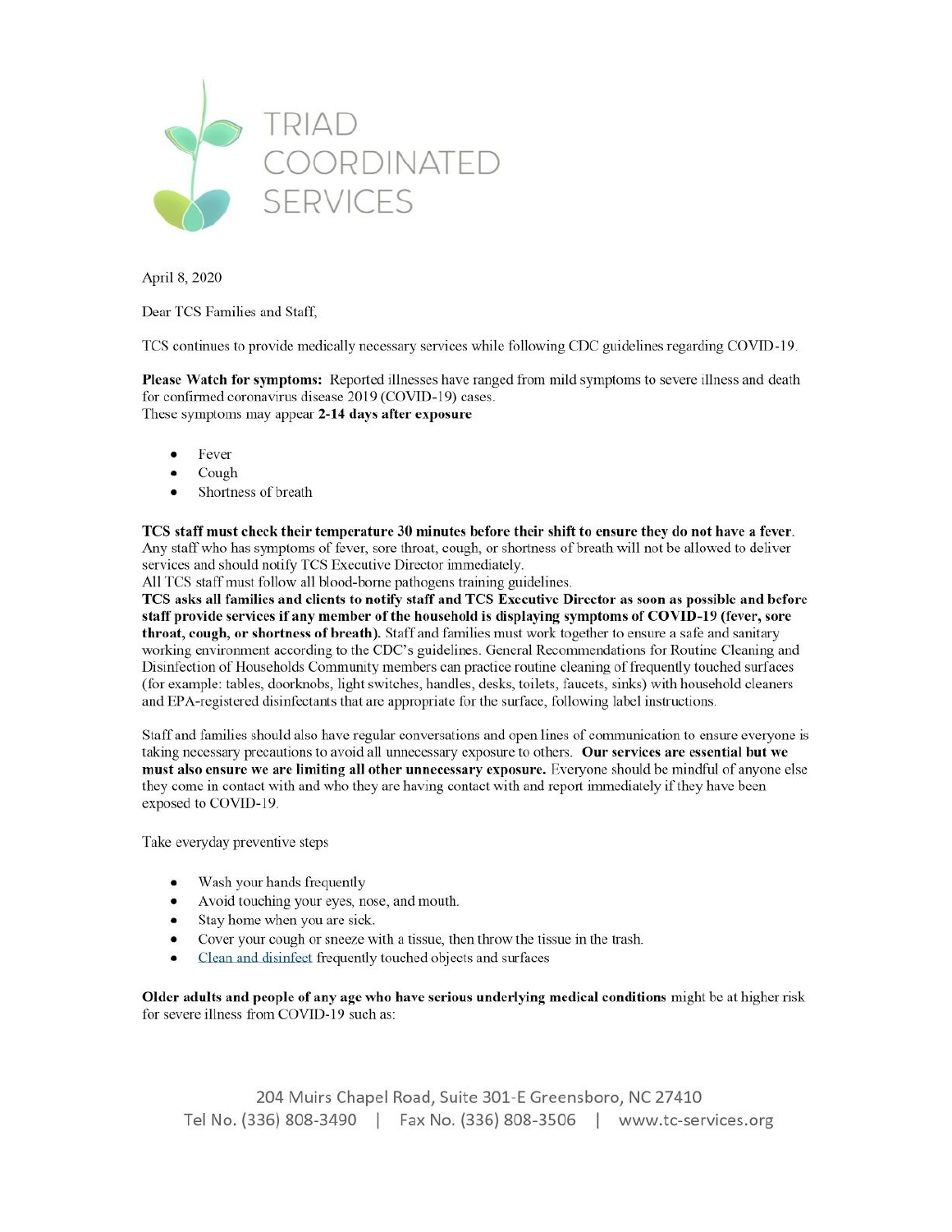TRIAD COORDINATED SERVICES

April 8, 2020

Dear TCS Families and Staff,

TCS continues to provide medically necessary services while following CDC guidelines regarding COVID-19.

**Please Watch for symptoms:** Reported illnesses have ranged from mild symptoms to severe illness and death for confirmed coronavirus disease 2019 (COVID-19) cases.
These symptoms may appear **2-14 days after exposure**

- Fever
- Cough
- Shortness of breath

**TCS staff must check their temperature 30 minutes before their shift to ensure they do not have a fever.** Any staff who has symptoms of fever, sore throat, cough, or shortness of breath will not be allowed to deliver services and should notify TCS Executive Director immediately.
All TCS staff must follow all blood-borne pathogens training guidelines.
**TCS asks all families and clients to notify staff and TCS Executive Director as soon as possible and before staff provide services if any member of the household is displaying symptoms of COVID-19 (fever, sore throat, cough, or shortness of breath).** Staff and families must work together to ensure a safe and sanitary working environment according to the CDC's guidelines. General Recommendations for Routine Cleaning and Disinfection of Households Community members can practice routine cleaning of frequently touched surfaces (for example: tables, doorknobs, light switches, handles, desks, toilets, faucets, sinks) with household cleaners and EPA-registered disinfectants that are appropriate for the surface, following label instructions.

Staff and families should also have regular conversations and open lines of communication to ensure everyone is taking necessary precautions to avoid all unnecessary exposure to others. **Our services are essential but we must also ensure we are limiting all other unnecessary exposure.** Everyone should be mindful of anyone else they come in contact with and who they are having contact with and report immediately if they have been exposed to COVID-19.

Take everyday preventive steps

- Wash your hands frequently
- Avoid touching your eyes, nose, and mouth.
- Stay home when you are sick.
- Cover your cough or sneeze with a tissue, then throw the tissue in the trash.
- Clean and disinfect frequently touched objects and surfaces

**Older adults and people of any age who have serious underlying medical conditions** might be at higher risk for severe illness from COVID-19 such as: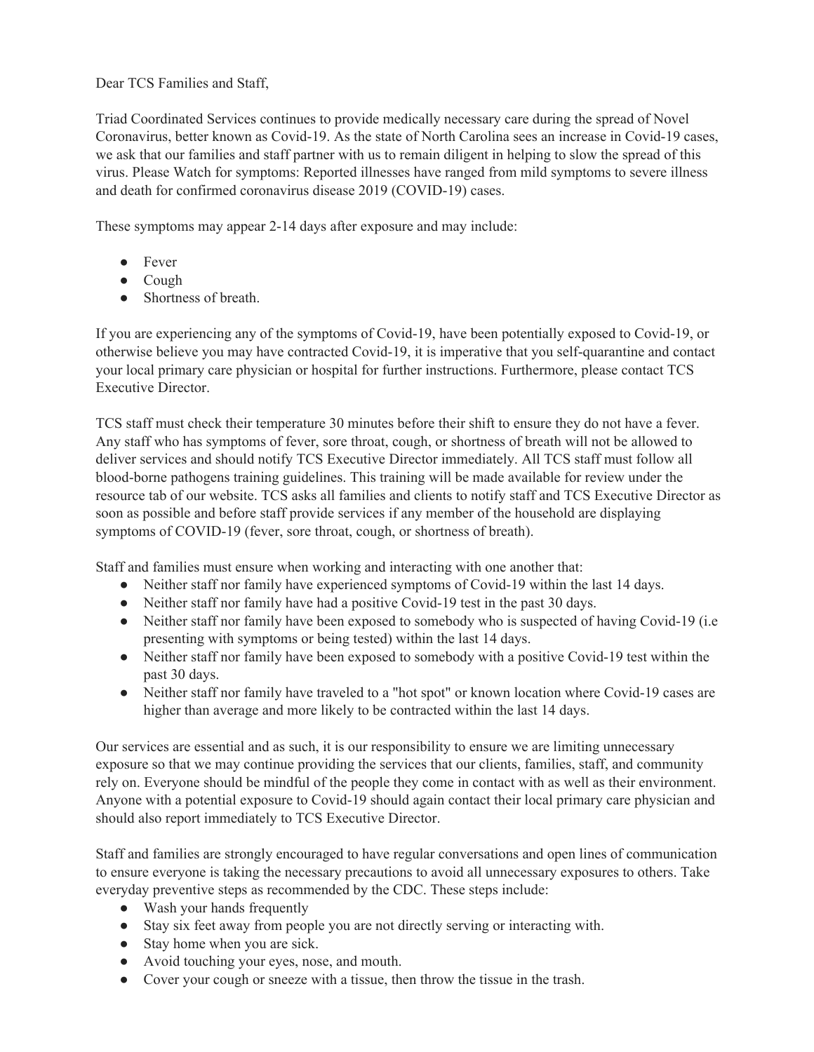Dear TCS Families and Staff,

Triad Coordinated Services continues to provide medically necessary care during the spread of Novel Coronavirus, better known as Covid-19. As the state of North Carolina sees an increase in Covid-19 cases, we ask that our families and staff partner with us to remain diligent in helping to slow the spread of this virus. Please Watch for symptoms: Reported illnesses have ranged from mild symptoms to severe illness and death for confirmed coronavirus disease 2019 (COVID-19) cases.

These symptoms may appear 2-14 days after exposure and may include:

- Fever
- Cough
- Shortness of breath.

If you are experiencing any of the symptoms of Covid-19, have been potentially exposed to Covid-19, or otherwise believe you may have contracted Covid-19, it is imperative that you self-quarantine and contact your local primary care physician or hospital for further instructions. Furthermore, please contact TCS Executive Director.

TCS staff must check their temperature 30 minutes before their shift to ensure they do not have a fever. Any staff who has symptoms of fever, sore throat, cough, or shortness of breath will not be allowed to deliver services and should notify TCS Executive Director immediately. All TCS staff must follow all blood-borne pathogens training guidelines. This training will be made available for review under the resource tab of our website. TCS asks all families and clients to notify staff and TCS Executive Director as soon as possible and before staff provide services if any member of the household are displaying symptoms of COVID-19 (fever, sore throat, cough, or shortness of breath).

Staff and families must ensure when working and interacting with one another that:

- Neither staff nor family have experienced symptoms of Covid-19 within the last 14 days.
- Neither staff nor family have had a positive Covid-19 test in the past 30 days.
- Neither staff nor family have been exposed to somebody who is suspected of having Covid-19 (i.e presenting with symptoms or being tested) within the last 14 days.
- Neither staff nor family have been exposed to somebody with a positive Covid-19 test within the past 30 days.
- Neither staff nor family have traveled to a "hot spot" or known location where Covid-19 cases are higher than average and more likely to be contracted within the last 14 days.

Our services are essential and as such, it is our responsibility to ensure we are limiting unnecessary exposure so that we may continue providing the services that our clients, families, staff, and community rely on. Everyone should be mindful of the people they come in contact with as well as their environment. Anyone with a potential exposure to Covid-19 should again contact their local primary care physician and should also report immediately to TCS Executive Director.

Staff and families are strongly encouraged to have regular conversations and open lines of communication to ensure everyone is taking the necessary precautions to avoid all unnecessary exposures to others. Take everyday preventive steps as recommended by the CDC. These steps include:

- Wash your hands frequently
- Stay six feet away from people you are not directly serving or interacting with.
- Stay home when you are sick.
- Avoid touching your eyes, nose, and mouth.
- Cover your cough or sneeze with a tissue, then throw the tissue in the trash.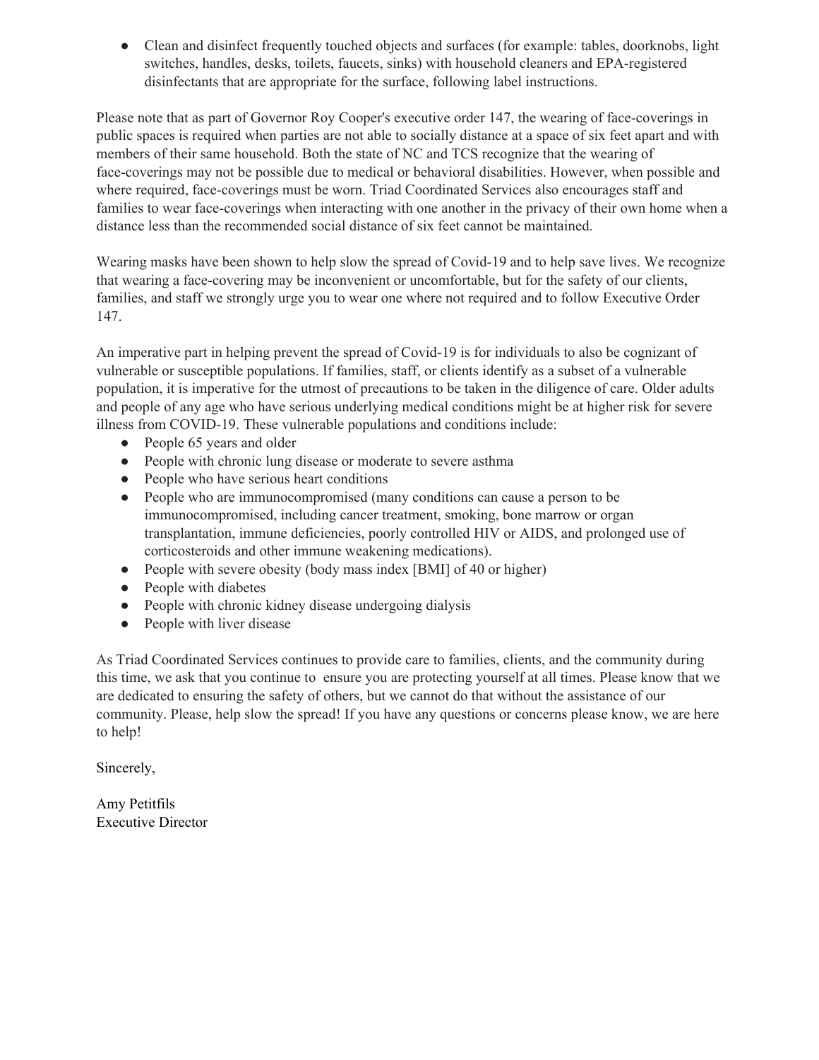- Clean and disinfect frequently touched objects and surfaces (for example: tables, doorknobs, light switches, handles, desks, toilets, faucets, sinks) with household cleaners and EPA-registered disinfectants that are appropriate for the surface, following label instructions.

Please note that as part of Governor Roy Cooper's executive order 147, the wearing of face-coverings in public spaces is required when parties are not able to socially distance at a space of six feet apart and with members of their same household. Both the state of NC and TCS recognize that the wearing of face-coverings may not be possible due to medical or behavioral disabilities. However, when possible and where required, face-coverings must be worn. Triad Coordinated Services also encourages staff and families to wear face-coverings when interacting with one another in the privacy of their own home when a distance less than the recommended social distance of six feet cannot be maintained.

Wearing masks have been shown to help slow the spread of Covid-19 and to help save lives. We recognize that wearing a face-covering may be inconvenient or uncomfortable, but for the safety of our clients, families, and staff we strongly urge you to wear one where not required and to follow Executive Order 147.

An imperative part in helping prevent the spread of Covid-19 is for individuals to also be cognizant of vulnerable or susceptible populations. If families, staff, or clients identify as a subset of a vulnerable population, it is imperative for the utmost of precautions to be taken in the diligence of care. Older adults and people of any age who have serious underlying medical conditions might be at higher risk for severe illness from COVID-19. These vulnerable populations and conditions include:

- People 65 years and older
- People with chronic lung disease or moderate to severe asthma
- People who have serious heart conditions
- People who are immunocompromised (many conditions can cause a person to be immunocompromised, including cancer treatment, smoking, bone marrow or organ transplantation, immune deficiencies, poorly controlled HIV or AIDS, and prolonged use of corticosteroids and other immune weakening medications).
- People with severe obesity (body mass index [BMI] of 40 or higher)
- People with diabetes
- People with chronic kidney disease undergoing dialysis
- People with liver disease

As Triad Coordinated Services continues to provide care to families, clients, and the community during this time, we ask that you continue to ensure you are protecting yourself at all times. Please know that we are dedicated to ensuring the safety of others, but we cannot do that without the assistance of our community. Please, help slow the spread! If you have any questions or concerns please know, we are here to help!

Sincerely,

Amy Petitfils
Executive Director